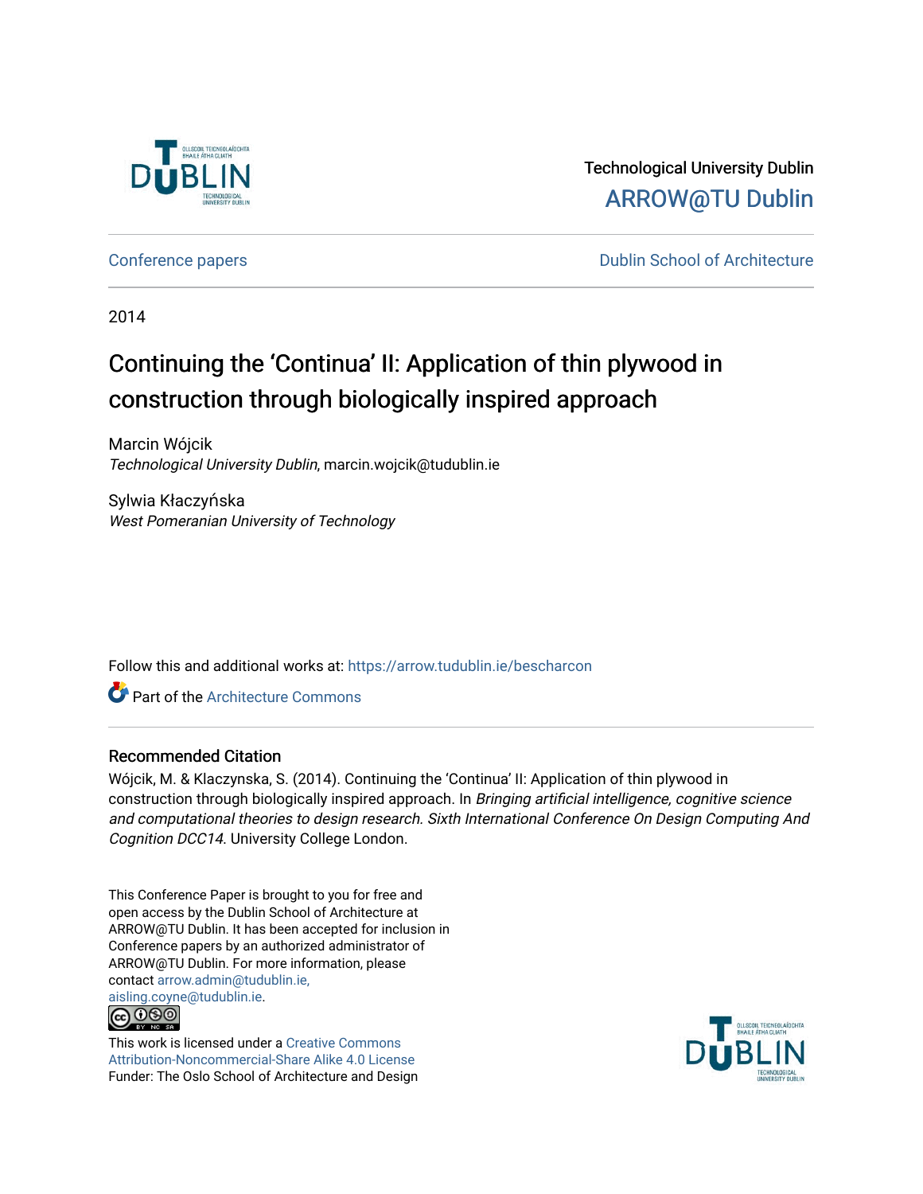Technological University Dublin

ARROW@TU Dublin

Conference papers

Dublin School of Architecture

2014

# Continuing the 'Continua' II: Application of thin plywood in construction through biologically inspired approach

Marcin Wójcik
*Technological University Dublin*, marcin.wojcik@tudublin.ie

Sylwia Kłaczyńska
*West Pomeranian University of Technology*

Follow this and additional works at: https://arrow.tudublin.ie/bescharcon

Part of the Architecture Commons

## Recommended Citation

Wójcik, M. & Klaczynska, S. (2014). Continuing the 'Continua' II: Application of thin plywood in construction through biologically inspired approach. In *Bringing artificial intelligence, cognitive science and computational theories to design research. Sixth International Conference On Design Computing And Cognition DCC14*. University College London.

This Conference Paper is brought to you for free and open access by the Dublin School of Architecture at ARROW@TU Dublin. It has been accepted for inclusion in Conference papers by an authorized administrator of ARROW@TU Dublin. For more information, please contact arrow.admin@tudublin.ie, aisling.coyne@tudublin.ie.

This work is licensed under a Creative Commons Attribution-Noncommercial-Share Alike 4.0 License
Funder: The Oslo School of Architecture and Design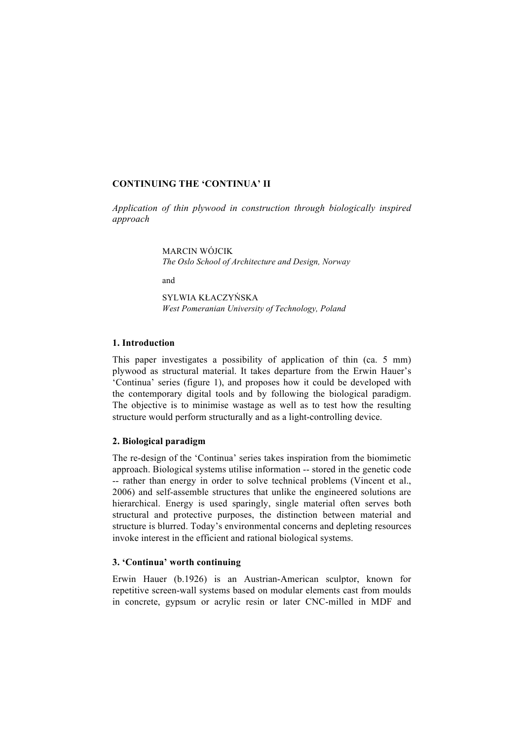**CONTINUING THE 'CONTINUA' II**

*Application of thin plywood in construction through biologically inspired approach*

MARCIN WÓJCIK
*The Oslo School of Architecture and Design, Norway*

and

SYLWIA KŁACZYŃSKA
*West Pomeranian University of Technology, Poland*

## 1. Introduction

This paper investigates a possibility of application of thin (ca. 5 mm) plywood as structural material. It takes departure from the Erwin Hauer's 'Continua' series (figure 1), and proposes how it could be developed with the contemporary digital tools and by following the biological paradigm. The objective is to minimise wastage as well as to test how the resulting structure would perform structurally and as a light-controlling device.

## 2. Biological paradigm

The re-design of the 'Continua' series takes inspiration from the biomimetic approach. Biological systems utilise information -- stored in the genetic code -- rather than energy in order to solve technical problems (Vincent et al., 2006) and self-assemble structures that unlike the engineered solutions are hierarchical. Energy is used sparingly, single material often serves both structural and protective purposes, the distinction between material and structure is blurred. Today's environmental concerns and depleting resources invoke interest in the efficient and rational biological systems.

## 3. 'Continua' worth continuing

Erwin Hauer (b.1926) is an Austrian-American sculptor, known for repetitive screen-wall systems based on modular elements cast from moulds in concrete, gypsum or acrylic resin or later CNC-milled in MDF and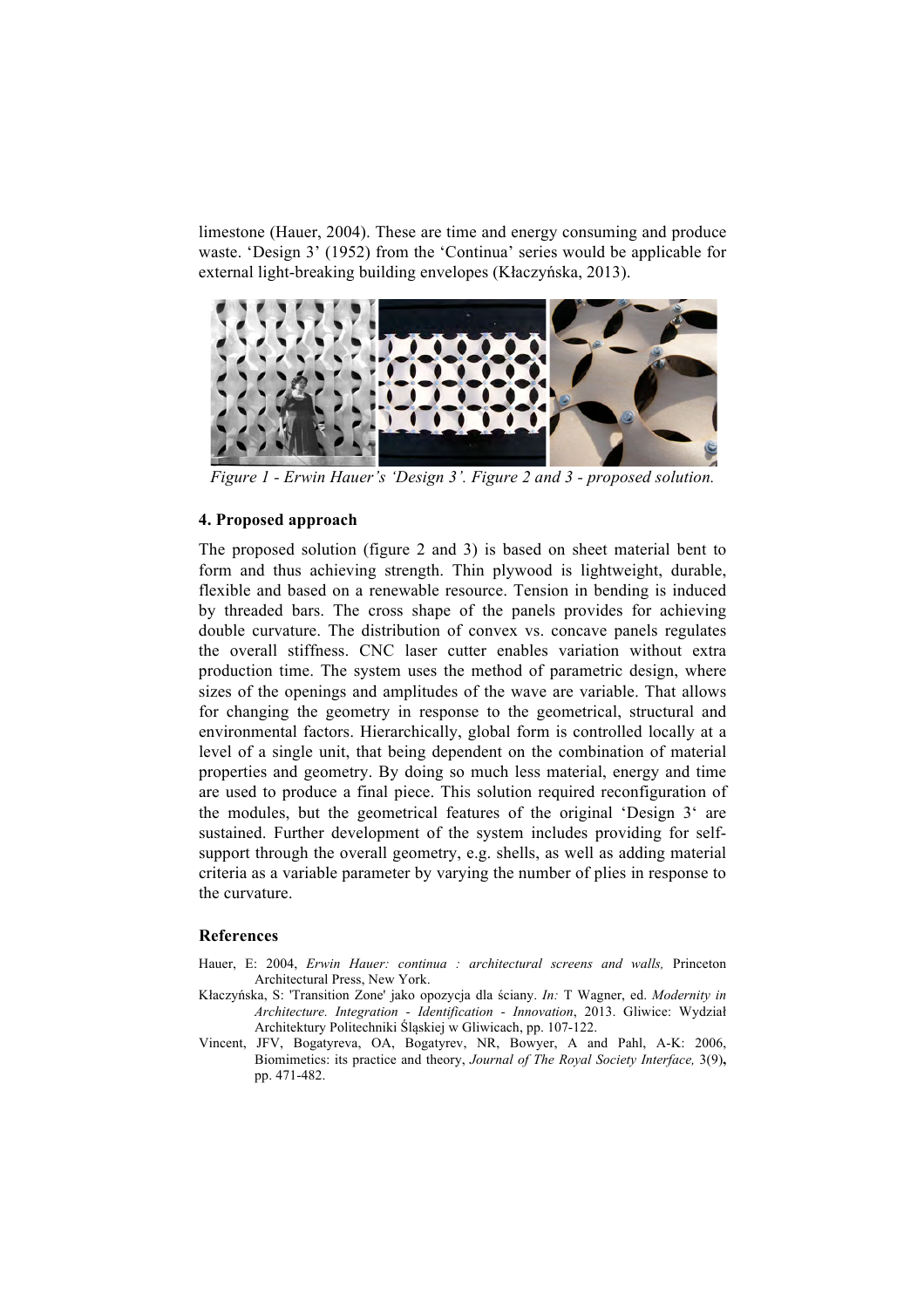limestone (Hauer, 2004). These are time and energy consuming and produce waste. 'Design 3' (1952) from the 'Continua' series would be applicable for external light-breaking building envelopes (Kłaczyńska, 2013).

*Figure 1 - Erwin Hauer's 'Design 3'. Figure 2 and 3 - proposed solution.*

**4. Proposed approach**

The proposed solution (figure 2 and 3) is based on sheet material bent to form and thus achieving strength. Thin plywood is lightweight, durable, flexible and based on a renewable resource. Tension in bending is induced by threaded bars. The cross shape of the panels provides for achieving double curvature. The distribution of convex vs. concave panels regulates the overall stiffness. CNC laser cutter enables variation without extra production time. The system uses the method of parametric design, where sizes of the openings and amplitudes of the wave are variable. That allows for changing the geometry in response to the geometrical, structural and environmental factors. Hierarchically, global form is controlled locally at a level of a single unit, that being dependent on the combination of material properties and geometry. By doing so much less material, energy and time are used to produce a final piece. This solution required reconfiguration of the modules, but the geometrical features of the original 'Design 3' are sustained. Further development of the system includes providing for self-support through the overall geometry, e.g. shells, as well as adding material criteria as a variable parameter by varying the number of plies in response to the curvature.

**References**

Hauer, E: 2004, *Erwin Hauer: continua : architectural screens and walls,* Princeton Architectural Press, New York.

Kłaczyńska, S: 'Transition Zone' jako opozycja dla ściany. *In:* T Wagner, ed. *Modernity in Architecture. Integration - Identification - Innovation*, 2013. Gliwice: Wydział Architektury Politechniki Śląskiej w Gliwicach, pp. 107-122.

Vincent, JFV, Bogatyreva, OA, Bogatyrev, NR, Bowyer, A and Pahl, A-K: 2006, Biomimetics: its practice and theory, *Journal of The Royal Society Interface,* 3(9)**,** pp. 471-482.